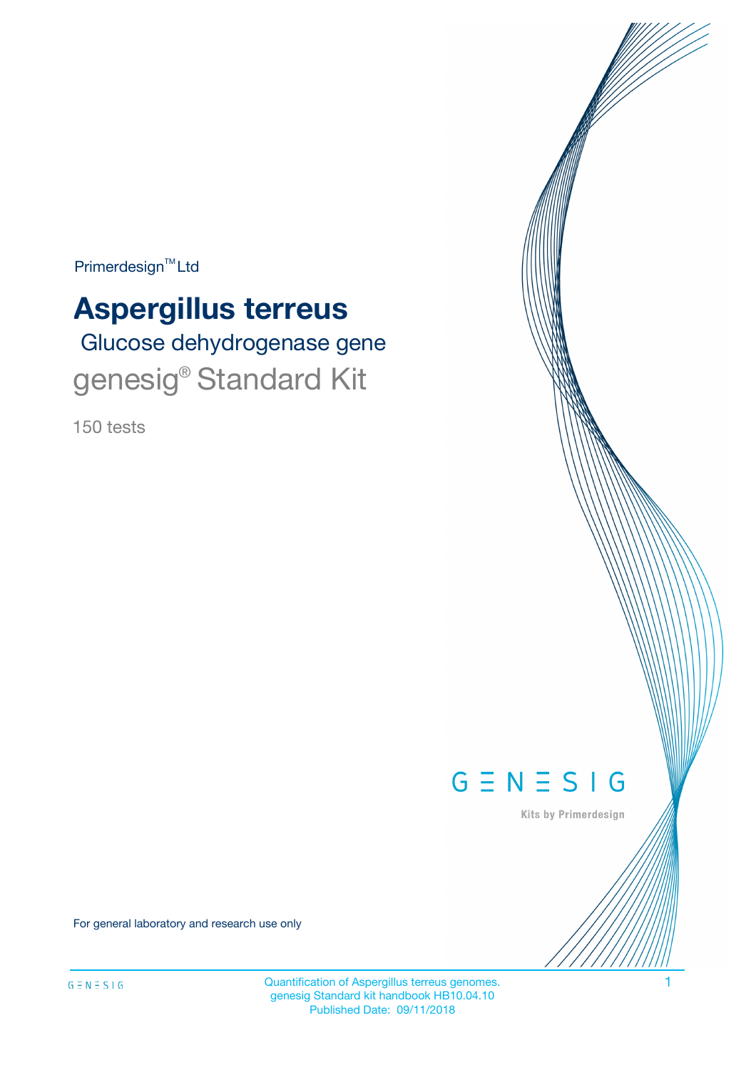Primerdesign™ Ltd

# Aspergillus terreus

## Glucose dehydrogenase gene

## genesig® Standard Kit

150 tests

GENESIG

Kits by Primerdesign

For general laboratory and research use only

Quantification of Aspergillus terreus genomes.
genesig Standard kit handbook HB10.04.10
Published Date: 09/11/2018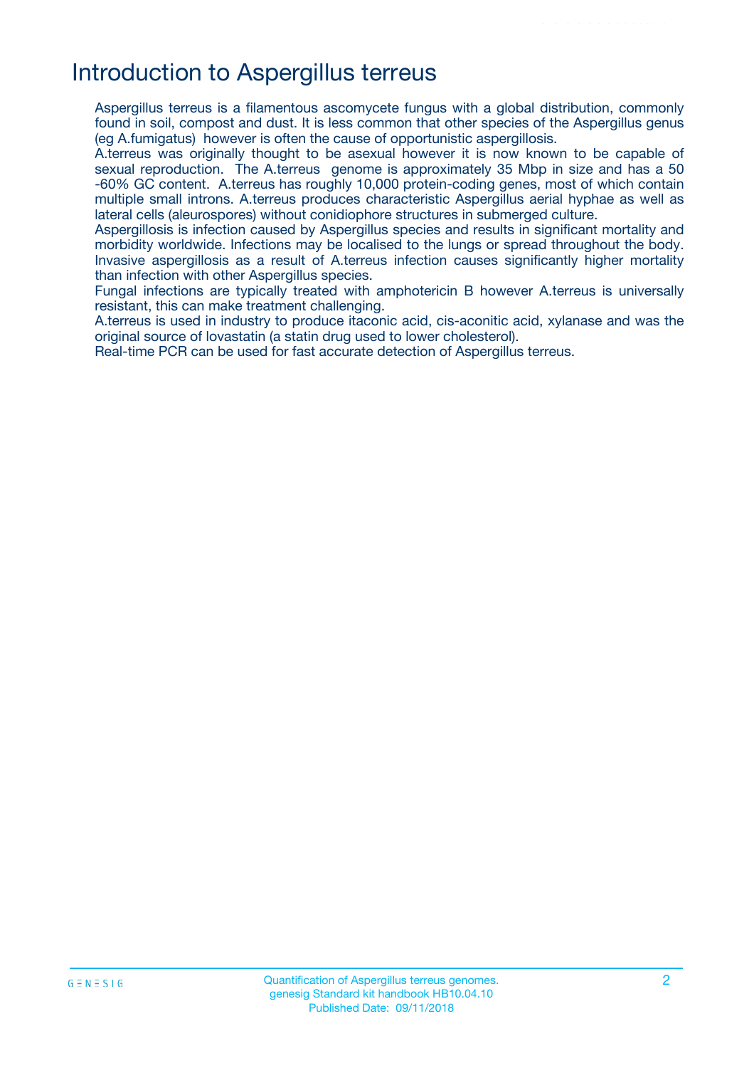# Introduction to Aspergillus terreus

Aspergillus terreus is a filamentous ascomycete fungus with a global distribution, commonly found in soil, compost and dust. It is less common that other species of the Aspergillus genus (eg A.fumigatus) however is often the cause of opportunistic aspergillosis.

A.terreus was originally thought to be asexual however it is now known to be capable of sexual reproduction. The A.terreus genome is approximately 35 Mbp in size and has a 50 -60% GC content. A.terreus has roughly 10,000 protein-coding genes, most of which contain multiple small introns. A.terreus produces characteristic Aspergillus aerial hyphae as well as lateral cells (aleurospores) without conidiophore structures in submerged culture.

Aspergillosis is infection caused by Aspergillus species and results in significant mortality and morbidity worldwide. Infections may be localised to the lungs or spread throughout the body. Invasive aspergillosis as a result of A.terreus infection causes significantly higher mortality than infection with other Aspergillus species.

Fungal infections are typically treated with amphotericin B however A.terreus is universally resistant, this can make treatment challenging.

A.terreus is used in industry to produce itaconic acid, cis-aconitic acid, xylanase and was the original source of lovastatin (a statin drug used to lower cholesterol).

Real-time PCR can be used for fast accurate detection of Aspergillus terreus.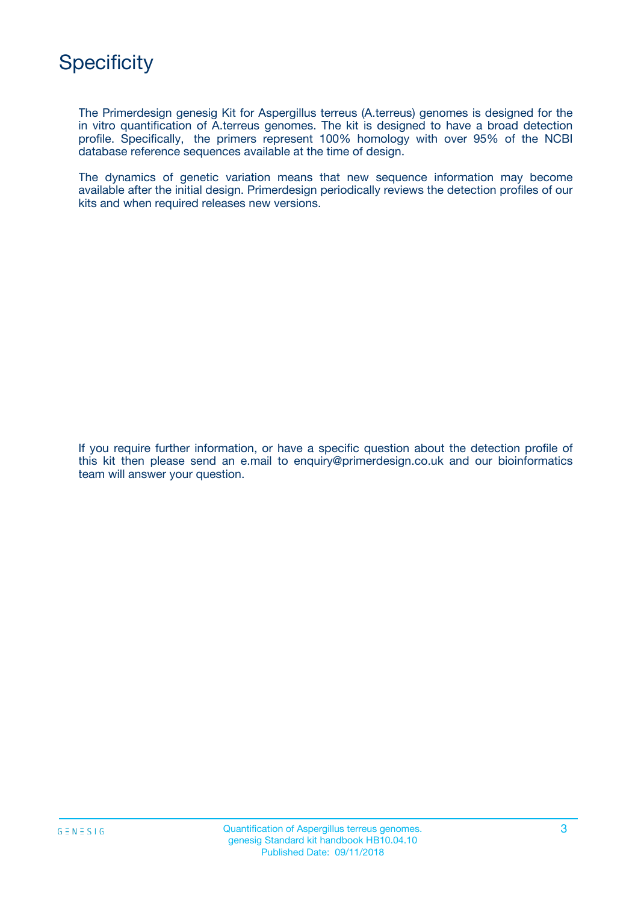# Specificity

The Primerdesign genesig Kit for Aspergillus terreus (A.terreus) genomes is designed for the in vitro quantification of A.terreus genomes. The kit is designed to have a broad detection profile. Specifically, the primers represent 100% homology with over 95% of the NCBI database reference sequences available at the time of design.

The dynamics of genetic variation means that new sequence information may become available after the initial design. Primerdesign periodically reviews the detection profiles of our kits and when required releases new versions.

If you require further information, or have a specific question about the detection profile of this kit then please send an e.mail to enquiry@primerdesign.co.uk and our bioinformatics team will answer your question.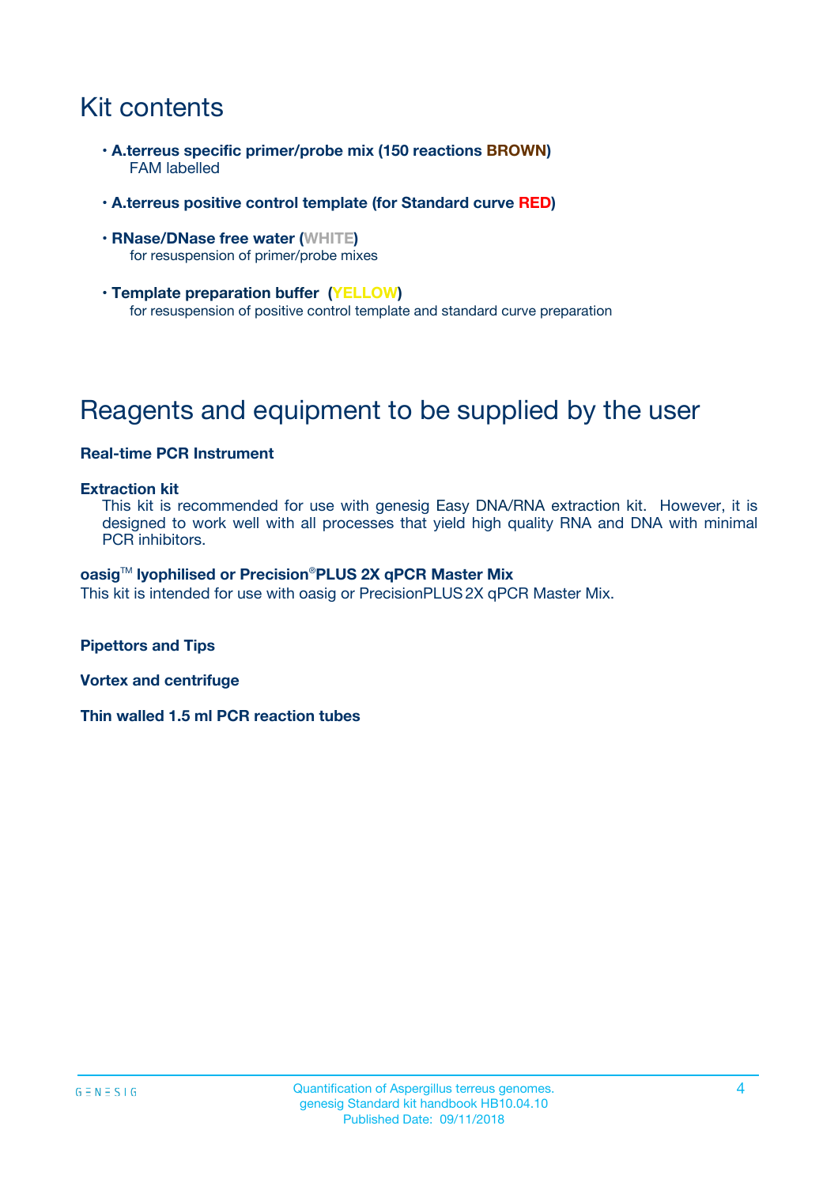# Kit contents

- **A.terreus specific primer/probe mix (150 reactions BROWN)**
  FAM labelled
- **A.terreus positive control template (for Standard curve RED)**
- **RNase/DNase free water (WHITE)**
  for resuspension of primer/probe mixes
- **Template preparation buffer (YELLOW)**
  for resuspension of positive control template and standard curve preparation

# Reagents and equipment to be supplied by the user

**Real-time PCR Instrument**

**Extraction kit**

This kit is recommended for use with genesig Easy DNA/RNA extraction kit. However, it is designed to work well with all processes that yield high quality RNA and DNA with minimal PCR inhibitors.

**oasig™ lyophilised or Precision®PLUS 2X qPCR Master Mix**

This kit is intended for use with oasig or PrecisionPLUS 2X qPCR Master Mix.

**Pipettors and Tips**

**Vortex and centrifuge**

**Thin walled 1.5 ml PCR reaction tubes**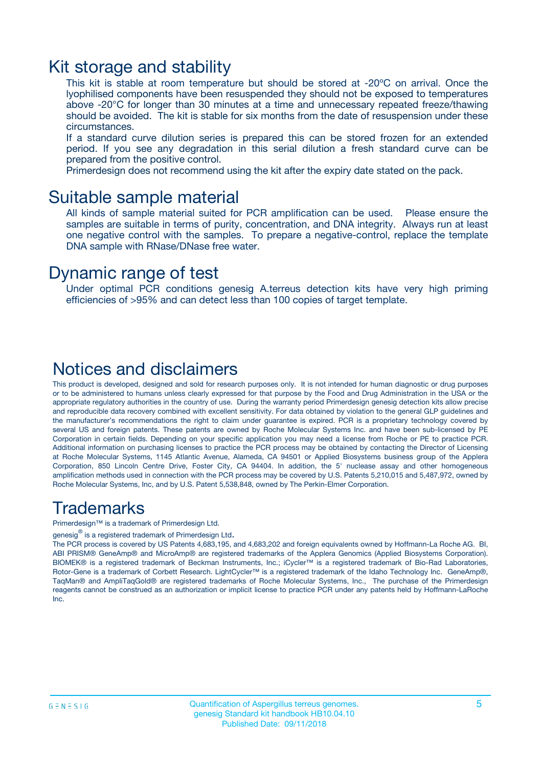## Kit storage and stability

This kit is stable at room temperature but should be stored at -20ºC on arrival. Once the lyophilised components have been resuspended they should not be exposed to temperatures above -20°C for longer than 30 minutes at a time and unnecessary repeated freeze/thawing should be avoided. The kit is stable for six months from the date of resuspension under these circumstances.

If a standard curve dilution series is prepared this can be stored frozen for an extended period. If you see any degradation in this serial dilution a fresh standard curve can be prepared from the positive control.

Primerdesign does not recommend using the kit after the expiry date stated on the pack.

## Suitable sample material

All kinds of sample material suited for PCR amplification can be used. Please ensure the samples are suitable in terms of purity, concentration, and DNA integrity. Always run at least one negative control with the samples. To prepare a negative-control, replace the template DNA sample with RNase/DNase free water.

## Dynamic range of test

Under optimal PCR conditions genesig A.terreus detection kits have very high priming efficiencies of >95% and can detect less than 100 copies of target template.

## Notices and disclaimers

This product is developed, designed and sold for research purposes only. It is not intended for human diagnostic or drug purposes or to be administered to humans unless clearly expressed for that purpose by the Food and Drug Administration in the USA or the appropriate regulatory authorities in the country of use. During the warranty period Primerdesign genesig detection kits allow precise and reproducible data recovery combined with excellent sensitivity. For data obtained by violation to the general GLP guidelines and the manufacturer's recommendations the right to claim under guarantee is expired. PCR is a proprietary technology covered by several US and foreign patents. These patents are owned by Roche Molecular Systems Inc. and have been sub-licensed by PE Corporation in certain fields. Depending on your specific application you may need a license from Roche or PE to practice PCR. Additional information on purchasing licenses to practice the PCR process may be obtained by contacting the Director of Licensing at Roche Molecular Systems, 1145 Atlantic Avenue, Alameda, CA 94501 or Applied Biosystems business group of the Applera Corporation, 850 Lincoln Centre Drive, Foster City, CA 94404. In addition, the 5' nuclease assay and other homogeneous amplification methods used in connection with the PCR process may be covered by U.S. Patents 5,210,015 and 5,487,972, owned by Roche Molecular Systems, Inc, and by U.S. Patent 5,538,848, owned by The Perkin-Elmer Corporation.

## Trademarks

Primerdesign™ is a trademark of Primerdesign Ltd.

genesig® is a registered trademark of Primerdesign Ltd.

The PCR process is covered by US Patents 4,683,195, and 4,683,202 and foreign equivalents owned by Hoffmann-La Roche AG. BI, ABI PRISM® GeneAmp® and MicroAmp® are registered trademarks of the Applera Genomics (Applied Biosystems Corporation). BIOMEK® is a registered trademark of Beckman Instruments, Inc.; iCycler™ is a registered trademark of Bio-Rad Laboratories, Rotor-Gene is a trademark of Corbett Research. LightCycler™ is a registered trademark of the Idaho Technology Inc. GeneAmp®, TaqMan® and AmpliTaqGold® are registered trademarks of Roche Molecular Systems, Inc., The purchase of the Primerdesign reagents cannot be construed as an authorization or implicit license to practice PCR under any patents held by Hoffmann-LaRoche Inc.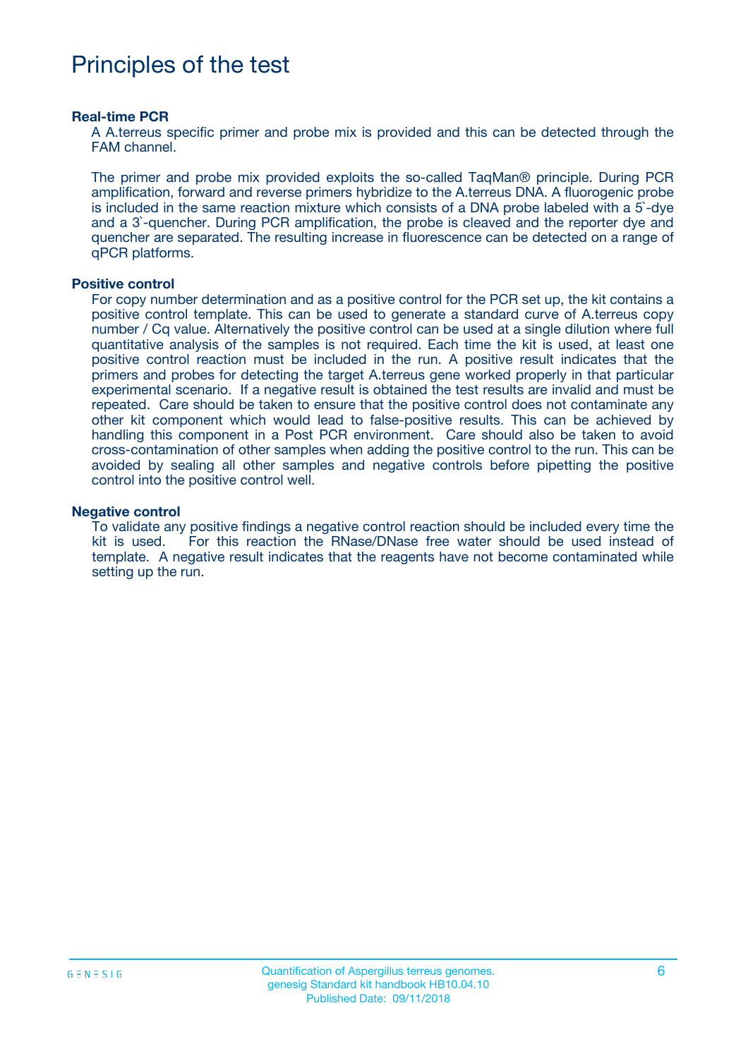# Principles of the test

**Real-time PCR**

A A.terreus specific primer and probe mix is provided and this can be detected through the FAM channel.

The primer and probe mix provided exploits the so-called TaqMan® principle. During PCR amplification, forward and reverse primers hybridize to the A.terreus DNA. A fluorogenic probe is included in the same reaction mixture which consists of a DNA probe labeled with a 5`-dye and a 3`-quencher. During PCR amplification, the probe is cleaved and the reporter dye and quencher are separated. The resulting increase in fluorescence can be detected on a range of qPCR platforms.

**Positive control**

For copy number determination and as a positive control for the PCR set up, the kit contains a positive control template. This can be used to generate a standard curve of A.terreus copy number / Cq value. Alternatively the positive control can be used at a single dilution where full quantitative analysis of the samples is not required. Each time the kit is used, at least one positive control reaction must be included in the run. A positive result indicates that the primers and probes for detecting the target A.terreus gene worked properly in that particular experimental scenario. If a negative result is obtained the test results are invalid and must be repeated. Care should be taken to ensure that the positive control does not contaminate any other kit component which would lead to false-positive results. This can be achieved by handling this component in a Post PCR environment. Care should also be taken to avoid cross-contamination of other samples when adding the positive control to the run. This can be avoided by sealing all other samples and negative controls before pipetting the positive control into the positive control well.

**Negative control**

To validate any positive findings a negative control reaction should be included every time the kit is used. For this reaction the RNase/DNase free water should be used instead of template. A negative result indicates that the reagents have not become contaminated while setting up the run.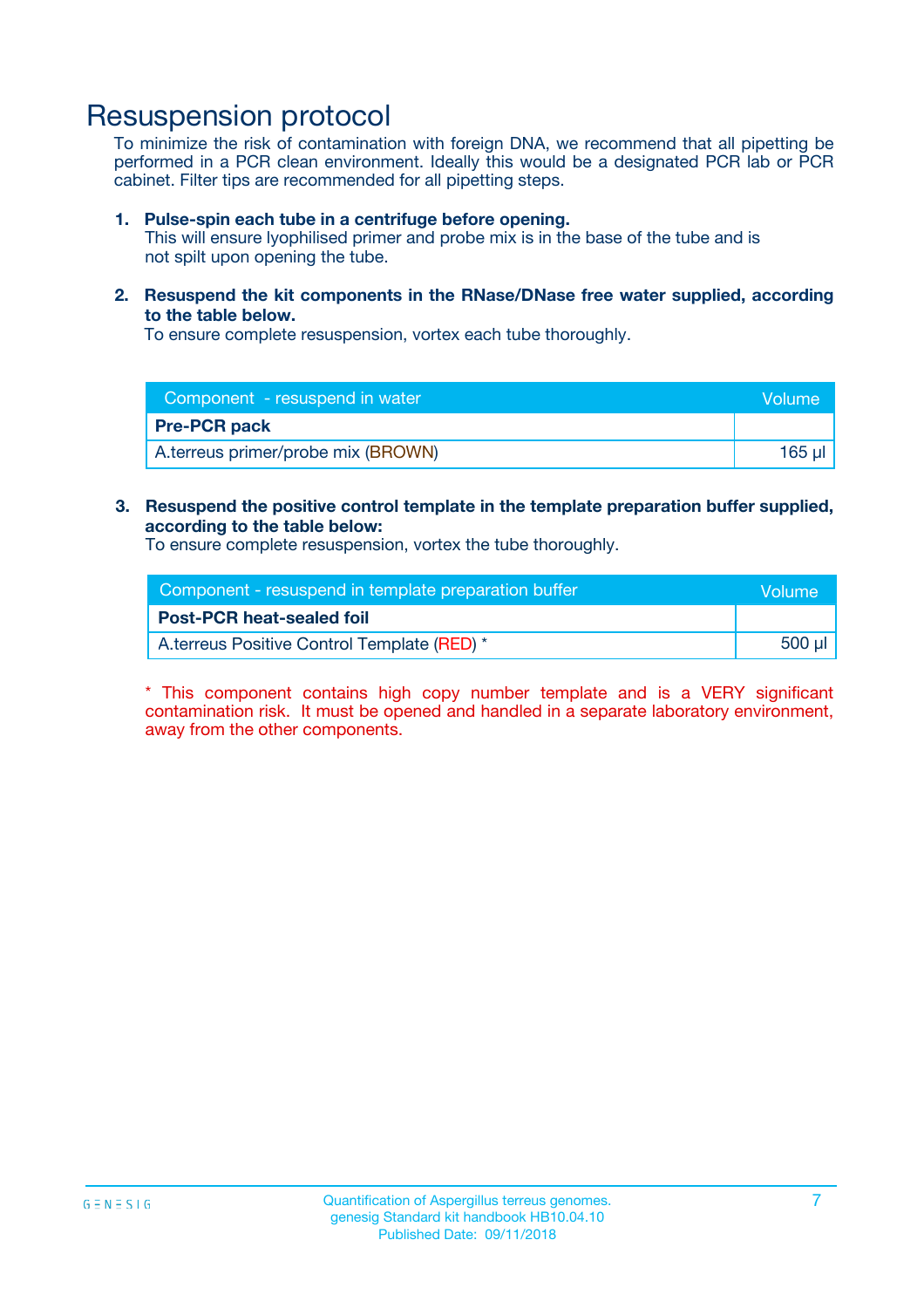# Resuspension protocol

To minimize the risk of contamination with foreign DNA, we recommend that all pipetting be performed in a PCR clean environment. Ideally this would be a designated PCR lab or PCR cabinet. Filter tips are recommended for all pipetting steps.

1. **Pulse-spin each tube in a centrifuge before opening.**
   This will ensure lyophilised primer and probe mix is in the base of the tube and is not spilt upon opening the tube.

2. **Resuspend the kit components in the RNase/DNase free water supplied, according to the table below.**
   To ensure complete resuspension, vortex each tube thoroughly.

| Component - resuspend in water | Volume |
|---|---|
| **Pre-PCR pack** | |
| A.terreus primer/probe mix (BROWN) | 165 µl |

3. **Resuspend the positive control template in the template preparation buffer supplied, according to the table below:**
   To ensure complete resuspension, vortex the tube thoroughly.

| Component - resuspend in template preparation buffer | Volume |
|---|---|
| **Post-PCR heat-sealed foil** | |
| A.terreus Positive Control Template (RED) * | 500 µl |

* This component contains high copy number template and is a VERY significant contamination risk. It must be opened and handled in a separate laboratory environment, away from the other components.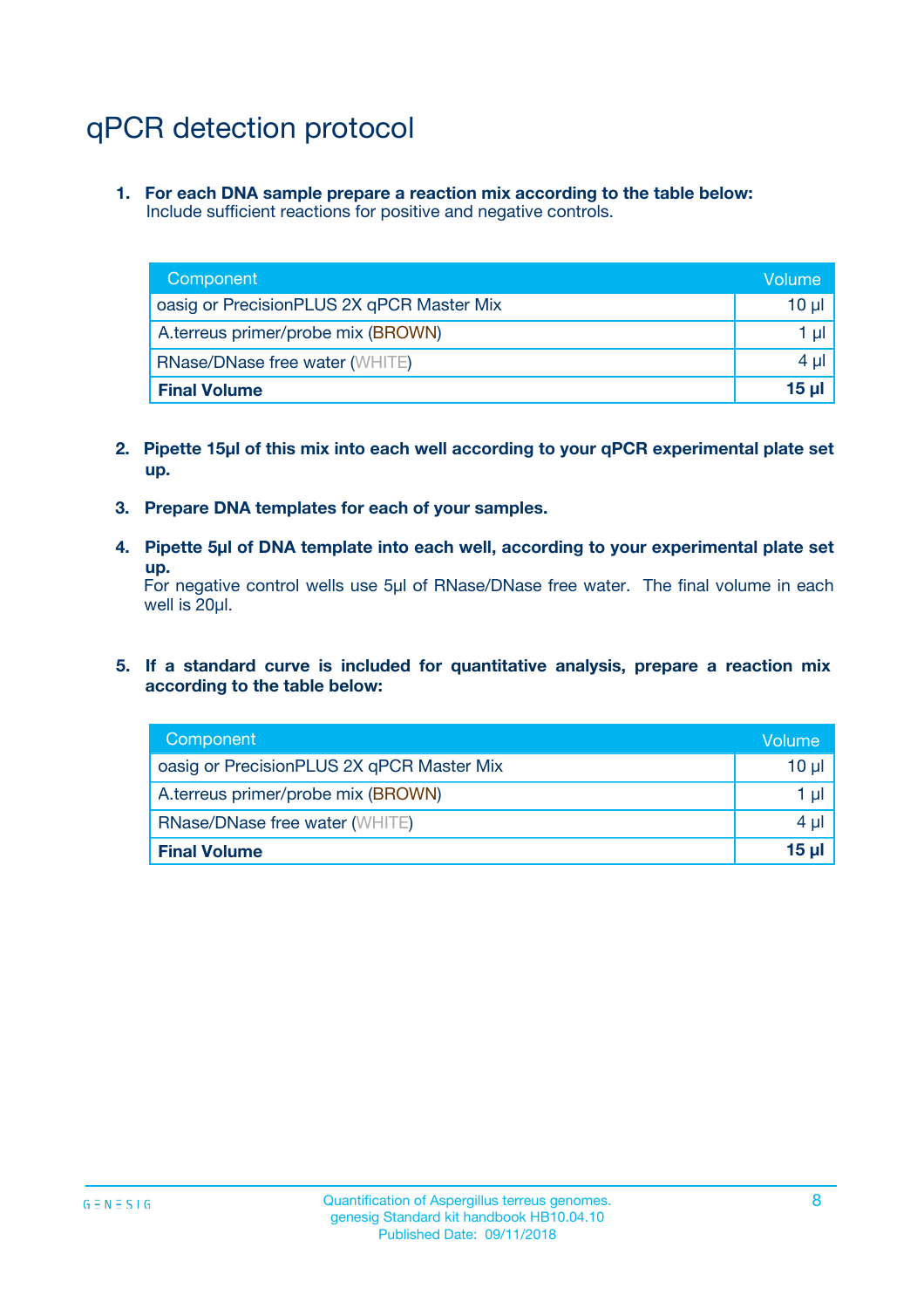# qPCR detection protocol

1. **For each DNA sample prepare a reaction mix according to the table below:**
   Include sufficient reactions for positive and negative controls.

| Component | Volume |
|---|---|
| oasig or PrecisionPLUS 2X qPCR Master Mix | 10 µl |
| A.terreus primer/probe mix (BROWN) | 1 µl |
| RNase/DNase free water (WHITE) | 4 µl |
| **Final Volume** | **15 µl** |

2. **Pipette 15µl of this mix into each well according to your qPCR experimental plate set up.**

3. **Prepare DNA templates for each of your samples.**

4. **Pipette 5µl of DNA template into each well, according to your experimental plate set up.**
   For negative control wells use 5µl of RNase/DNase free water. The final volume in each well is 20µl.

5. **If a standard curve is included for quantitative analysis, prepare a reaction mix according to the table below:**

| Component | Volume |
|---|---|
| oasig or PrecisionPLUS 2X qPCR Master Mix | 10 µl |
| A.terreus primer/probe mix (BROWN) | 1 µl |
| RNase/DNase free water (WHITE) | 4 µl |
| **Final Volume** | **15 µl** |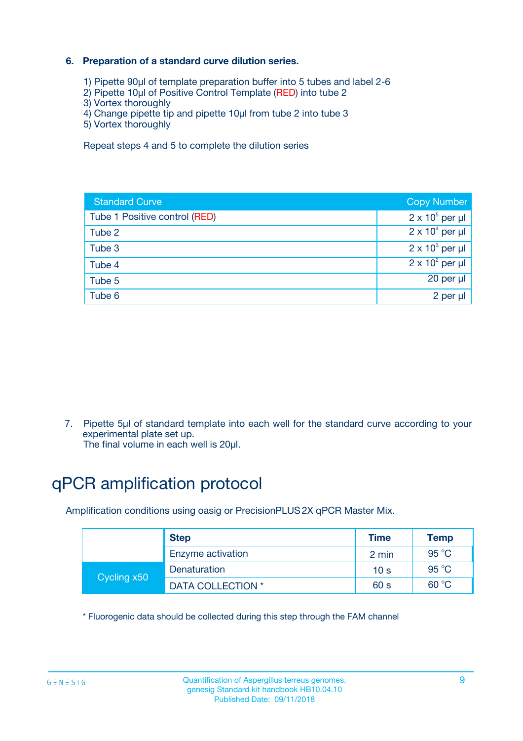### 6. Preparation of a standard curve dilution series.

1) Pipette 90µl of template preparation buffer into 5 tubes and label 2-6
2) Pipette 10µl of Positive Control Template (RED) into tube 2
3) Vortex thoroughly
4) Change pipette tip and pipette 10µl from tube 2 into tube 3
5) Vortex thoroughly

Repeat steps 4 and 5 to complete the dilution series

| Standard Curve | Copy Number |
|---|---|
| Tube 1 Positive control (RED) | $2 \times 10^5$ per µl |
| Tube 2 | $2 \times 10^4$ per µl |
| Tube 3 | $2 \times 10^3$ per µl |
| Tube 4 | $2 \times 10^2$ per µl |
| Tube 5 | 20 per µl |
| Tube 6 | 2 per µl |

7. Pipette 5µl of standard template into each well for the standard curve according to your experimental plate set up.
   The final volume in each well is 20µl.

# qPCR amplification protocol

Amplification conditions using oasig or PrecisionPLUS 2X qPCR Master Mix.

| | Step | Time | Temp |
|---|---|---|---|
| | Enzyme activation | 2 min | 95 °C |
| Cycling x50 | Denaturation | 10 s | 95 °C |
| | DATA COLLECTION * | 60 s | 60 °C |

* Fluorogenic data should be collected during this step through the FAM channel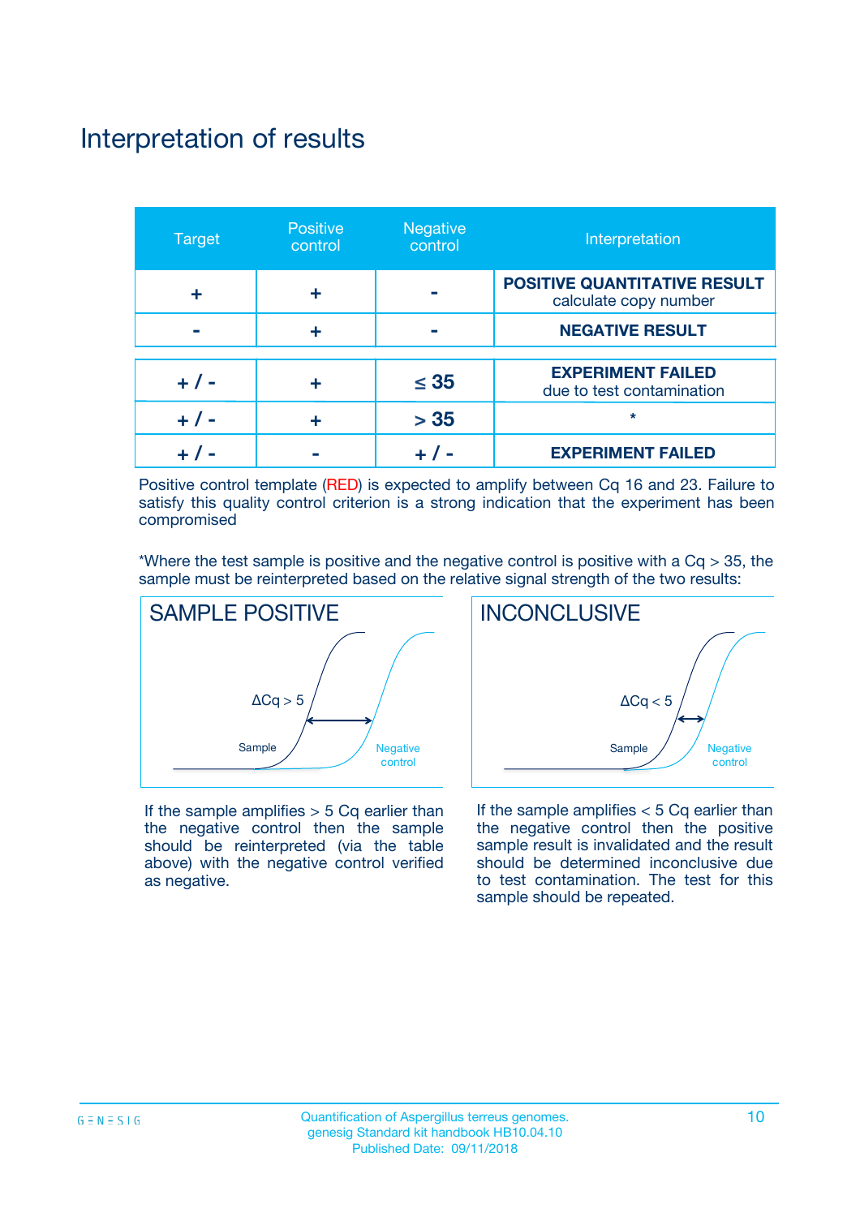# Interpretation of results

| Target | Positive control | Negative control | Interpretation |
|---|---|---|---|
| + | + | - | **POSITIVE QUANTITATIVE RESULT** calculate copy number |
| - | + | - | **NEGATIVE RESULT** |
| + / - | + | ≤ 35 | **EXPERIMENT FAILED** due to test contamination |
| + / - | + | > 35 | * |
| + / - | - | + / - | **EXPERIMENT FAILED** |

Positive control template (RED) is expected to amplify between Cq 16 and 23. Failure to satisfy this quality control criterion is a strong indication that the experiment has been compromised

*Where the test sample is positive and the negative control is positive with a Cq > 35, the sample must be reinterpreted based on the relative signal strength of the two results:

## SAMPLE POSITIVE

ΔCq > 5

Sample

Negative control

If the sample amplifies > 5 Cq earlier than the negative control then the sample should be reinterpreted (via the table above) with the negative control verified as negative.

## INCONCLUSIVE

ΔCq < 5

Sample

Negative control

If the sample amplifies < 5 Cq earlier than the negative control then the positive sample result is invalidated and the result should be determined inconclusive due to test contamination. The test for this sample should be repeated.